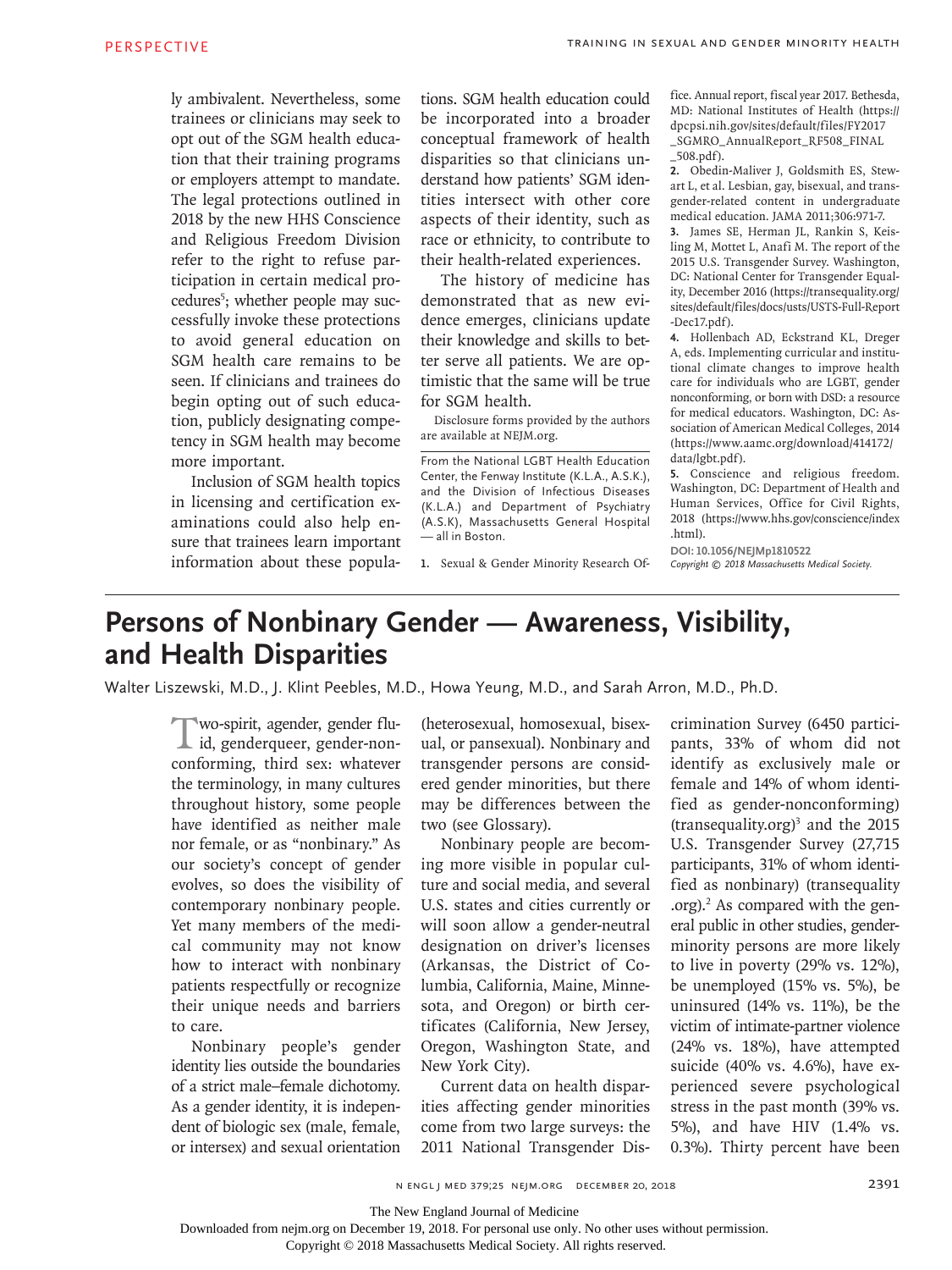ly ambivalent. Nevertheless, some trainees or clinicians may seek to opt out of the SGM health education that their training programs or employers attempt to mandate. The legal protections outlined in 2018 by the new HHS Conscience and Religious Freedom Division refer to the right to refuse participation in certain medical procedures[5]; whether people may successfully invoke these protections to avoid general education on SGM health care remains to be seen. If clinicians and trainees do begin opting out of such education, publicly designating competency in SGM health may become more important.

Inclusion of SGM health topics in licensing and certification examinations could also help ensure that trainees learn important information about these populations. SGM health education could be incorporated into a broader conceptual framework of health disparities so that clinicians understand how patients' SGM identities intersect with other core aspects of their identity, such as race or ethnicity, to contribute to their health-related experiences.

The history of medicine has demonstrated that as new evidence emerges, clinicians update their knowledge and skills to better serve all patients. We are optimistic that the same will be true for SGM health.

Disclosure forms provided by the authors are available at NEJM.org.

From the National LGBT Health Education Center, the Fenway Institute (K.L.A., A.S.K.), and the Division of Infectious Diseases (K.L.A.) and Department of Psychiatry (A.S.K), Massachusetts General Hospital — all in Boston.

1. Sexual & Gender Minority Research Office. Annual report, fiscal year 2017. Bethesda, MD: National Institutes of Health (https://dpcpsi.nih.gov/sites/default/files/FY2017_SGMRO_AnnualReport_RF508_FINAL_508.pdf).
2. Obedin-Maliver J, Goldsmith ES, Stewart L, et al. Lesbian, gay, bisexual, and transgender-related content in undergraduate medical education. JAMA 2011;306:971-7.
3. James SE, Herman JL, Rankin S, Keisling M, Mottet L, Anafi M. The report of the 2015 U.S. Transgender Survey. Washington, DC: National Center for Transgender Equality, December 2016 (https://transequality.org/sites/default/files/docs/usts/USTS-Full-Report-Dec17.pdf).
4. Hollenbach AD, Eckstrand KL, Dreger A, eds. Implementing curricular and institutional climate changes to improve health care for individuals who are LGBT, gender nonconforming, or born with DSD: a resource for medical educators. Washington, DC: Association of American Medical Colleges, 2014 (https://www.aamc.org/download/414172/data/lgbt.pdf).
5. Conscience and religious freedom. Washington, DC: Department of Health and Human Services, Office for Civil Rights, 2018 (https://www.hhs.gov/conscience/index.html).

DOI: 10.1056/NEJMp1810522

*Copyright © 2018 Massachusetts Medical Society.*

# Persons of Nonbinary Gender — Awareness, Visibility, and Health Disparities

Walter Liszewski, M.D., J. Klint Peebles, M.D., Howa Yeung, M.D., and Sarah Arron, M.D., Ph.D.

Two-spirit, agender, gender fluid, genderqueer, gender-nonconforming, third sex: whatever the terminology, in many cultures throughout history, some people have identified as neither male nor female, or as "nonbinary." As our society's concept of gender evolves, so does the visibility of contemporary nonbinary people. Yet many members of the medical community may not know how to interact with nonbinary patients respectfully or recognize their unique needs and barriers to care.

Nonbinary people's gender identity lies outside the boundaries of a strict male–female dichotomy. As a gender identity, it is independent of biologic sex (male, female, or intersex) and sexual orientation (heterosexual, homosexual, bisexual, or pansexual). Nonbinary and transgender persons are considered gender minorities, but there may be differences between the two (see Glossary).

Nonbinary people are becoming more visible in popular culture and social media, and several U.S. states and cities currently or will soon allow a gender-neutral designation on driver's licenses (Arkansas, the District of Columbia, California, Maine, Minnesota, and Oregon) or birth certificates (California, New Jersey, Oregon, Washington State, and New York City).

Current data on health disparities affecting gender minorities come from two large surveys: the 2011 National Transgender Discrimination Survey (6450 participants, 33% of whom did not identify as exclusively male or female and 14% of whom identified as gender-nonconforming) (transequality.org)[3] and the 2015 U.S. Transgender Survey (27,715 participants, 31% of whom identified as nonbinary) (transequality.org).[2] As compared with the general public in other studies, gender-minority persons are more likely to live in poverty (29% vs. 12%), be unemployed (15% vs. 5%), be uninsured (14% vs. 11%), be the victim of intimate-partner violence (24% vs. 18%), have attempted suicide (40% vs. 4.6%), have experienced severe psychological stress in the past month (39% vs. 5%), and have HIV (1.4% vs. 0.3%). Thirty percent have been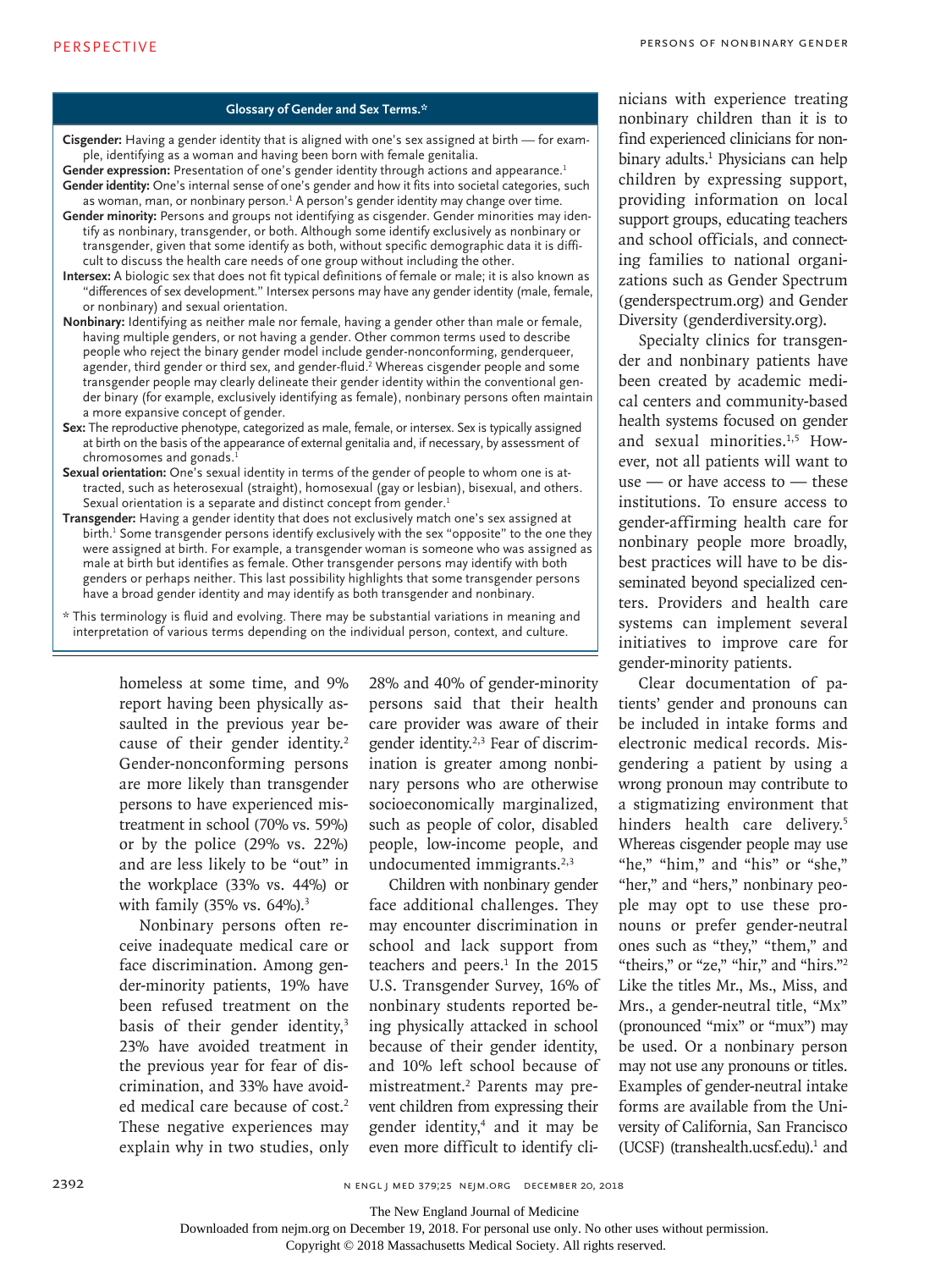## Glossary of Gender and Sex Terms.*

**Cisgender:** Having a gender identity that is aligned with one's sex assigned at birth — for example, identifying as a woman and having been born with female genitalia.

**Gender expression:** Presentation of one's gender identity through actions and appearance.[1]

**Gender identity:** One's internal sense of one's gender and how it fits into societal categories, such as woman, man, or nonbinary person.[1] A person's gender identity may change over time.

**Gender minority:** Persons and groups not identifying as cisgender. Gender minorities may identify as nonbinary, transgender, or both. Although some identify exclusively as nonbinary or transgender, given that some identify as both, without specific demographic data it is difficult to discuss the health care needs of one group without including the other.

**Intersex:** A biologic sex that does not fit typical definitions of female or male; it is also known as "differences of sex development." Intersex persons may have any gender identity (male, female, or nonbinary) and sexual orientation.

**Nonbinary:** Identifying as neither male nor female, having a gender other than male or female, having multiple genders, or not having a gender. Other common terms used to describe people who reject the binary gender model include gender-nonconforming, genderqueer, agender, third gender or third sex, and gender-fluid.[2] Whereas cisgender people and some transgender people may clearly delineate their gender identity within the conventional gender binary (for example, exclusively identifying as female), nonbinary persons often maintain a more expansive concept of gender.

**Sex:** The reproductive phenotype, categorized as male, female, or intersex. Sex is typically assigned at birth on the basis of the appearance of external genitalia and, if necessary, by assessment of chromosomes and gonads.[1]

**Sexual orientation:** One's sexual identity in terms of the gender of people to whom one is attracted, such as heterosexual (straight), homosexual (gay or lesbian), bisexual, and others. Sexual orientation is a separate and distinct concept from gender.[1]

**Transgender:** Having a gender identity that does not exclusively match one's sex assigned at birth.[1] Some transgender persons identify exclusively with the sex "opposite" to the one they were assigned at birth. For example, a transgender woman is someone who was assigned as male at birth but identifies as female. Other transgender persons may identify with both genders or perhaps neither. This last possibility highlights that some transgender persons have a broad gender identity and may identify as both transgender and nonbinary.

\* This terminology is fluid and evolving. There may be substantial variations in meaning and interpretation of various terms depending on the individual person, context, and culture.

homeless at some time, and 9% report having been physically assaulted in the previous year because of their gender identity.[2] Gender-nonconforming persons are more likely than transgender persons to have experienced mistreatment in school (70% vs. 59%) or by the police (29% vs. 22%) and are less likely to be "out" in the workplace (33% vs. 44%) or with family (35% vs. 64%).[3]

Nonbinary persons often receive inadequate medical care or face discrimination. Among gender-minority patients, 19% have been refused treatment on the basis of their gender identity,[3] 23% have avoided treatment in the previous year for fear of discrimination, and 33% have avoided medical care because of cost.[2] These negative experiences may explain why in two studies, only 28% and 40% of gender-minority persons said that their health care provider was aware of their gender identity.[2,3] Fear of discrimination is greater among nonbinary persons who are otherwise socioeconomically marginalized, such as people of color, disabled people, low-income people, and undocumented immigrants.[2,3]

Children with nonbinary gender face additional challenges. They may encounter discrimination in school and lack support from teachers and peers.[1] In the 2015 U.S. Transgender Survey, 16% of nonbinary students reported being physically attacked in school because of their gender identity, and 10% left school because of mistreatment.[2] Parents may prevent children from expressing their gender identity,[4] and it may be even more difficult to identify clinicians with experience treating nonbinary children than it is to find experienced clinicians for nonbinary adults.[1] Physicians can help children by expressing support, providing information on local support groups, educating teachers and school officials, and connecting families to national organizations such as Gender Spectrum (genderspectrum.org) and Gender Diversity (genderdiversity.org).

Specialty clinics for transgender and nonbinary patients have been created by academic medical centers and community-based health systems focused on gender and sexual minorities.[1,5] However, not all patients will want to use — or have access to — these institutions. To ensure access to gender-affirming health care for nonbinary people more broadly, best practices will have to be disseminated beyond specialized centers. Providers and health care systems can implement several initiatives to improve care for gender-minority patients.

Clear documentation of patients' gender and pronouns can be included in intake forms and electronic medical records. Misgendering a patient by using a wrong pronoun may contribute to a stigmatizing environment that hinders health care delivery.[5] Whereas cisgender people may use "he," "him," and "his" or "she," "her," and "hers," nonbinary people may opt to use these pronouns or prefer gender-neutral ones such as "they," "them," and "theirs," or "ze," "hir," and "hirs."[2] Like the titles Mr., Ms., Miss, and Mrs., a gender-neutral title, "Mx" (pronounced "mix" or "mux") may be used. Or a nonbinary person may not use any pronouns or titles. Examples of gender-neutral intake forms are available from the University of California, San Francisco (UCSF) (transhealth.ucsf.edu).[1] and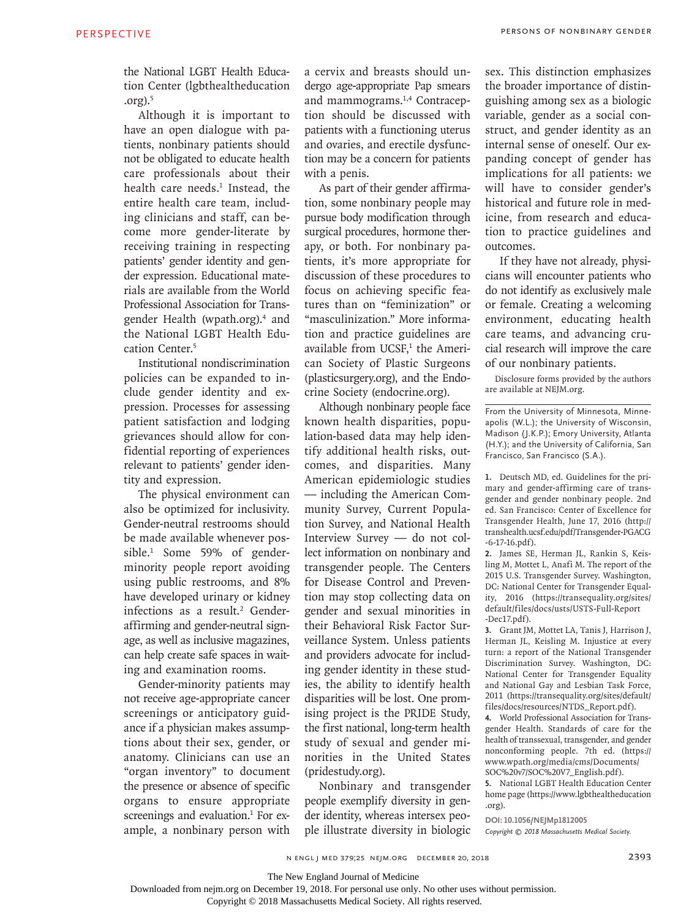the National LGBT Health Education Center (lgbthealtheducation.org).[5]

Although it is important to have an open dialogue with patients, nonbinary patients should not be obligated to educate health care professionals about their health care needs.[1] Instead, the entire health care team, including clinicians and staff, can become more gender-literate by receiving training in respecting patients' gender identity and gender expression. Educational materials are available from the World Professional Association for Transgender Health (wpath.org).[4] and the National LGBT Health Education Center.[5]

Institutional nondiscrimination policies can be expanded to include gender identity and expression. Processes for assessing patient satisfaction and lodging grievances should allow for confidential reporting of experiences relevant to patients' gender identity and expression.

The physical environment can also be optimized for inclusivity. Gender-neutral restrooms should be made available whenever possible.[1] Some 59% of gender-minority people report avoiding using public restrooms, and 8% have developed urinary or kidney infections as a result.[2] Gender-affirming and gender-neutral signage, as well as inclusive magazines, can help create safe spaces in waiting and examination rooms.

Gender-minority patients may not receive age-appropriate cancer screenings or anticipatory guidance if a physician makes assumptions about their sex, gender, or anatomy. Clinicians can use an "organ inventory" to document the presence or absence of specific organs to ensure appropriate screenings and evaluation.[1] For example, a nonbinary person with a cervix and breasts should undergo age-appropriate Pap smears and mammograms.[1,4] Contraception should be discussed with patients with a functioning uterus and ovaries, and erectile dysfunction may be a concern for patients with a penis.

As part of their gender affirmation, some nonbinary people may pursue body modification through surgical procedures, hormone therapy, or both. For nonbinary patients, it's more appropriate for discussion of these procedures to focus on achieving specific features than on "feminization" or "masculinization." More information and practice guidelines are available from UCSF,[1] the American Society of Plastic Surgeons (plasticsurgery.org), and the Endocrine Society (endocrine.org).

Although nonbinary people face known health disparities, population-based data may help identify additional health risks, outcomes, and disparities. Many American epidemiologic studies — including the American Community Survey, Current Population Survey, and National Health Interview Survey — do not collect information on nonbinary and transgender people. The Centers for Disease Control and Prevention may stop collecting data on gender and sexual minorities in their Behavioral Risk Factor Surveillance System. Unless patients and providers advocate for including gender identity in these studies, the ability to identify health disparities will be lost. One promising project is the PRIDE Study, the first national, long-term health study of sexual and gender minorities in the United States (pridestudy.org).

Nonbinary and transgender people exemplify diversity in gender identity, whereas intersex people illustrate diversity in biologic sex. This distinction emphasizes the broader importance of distinguishing among sex as a biologic variable, gender as a social construct, and gender identity as an internal sense of oneself. Our expanding concept of gender has implications for all patients: we will have to consider gender's historical and future role in medicine, from research and education to practice guidelines and outcomes.

If they have not already, physicians will encounter patients who do not identify as exclusively male or female. Creating a welcoming environment, educating health care teams, and advancing crucial research will improve the care of our nonbinary patients.

Disclosure forms provided by the authors are available at NEJM.org.

From the University of Minnesota, Minneapolis (W.L.); the University of Wisconsin, Madison (J.K.P.); Emory University, Atlanta (H.Y.); and the University of California, San Francisco, San Francisco (S.A.).

1. Deutsch MD, ed. Guidelines for the primary and gender-affirming care of transgender and gender nonbinary people. 2nd ed. San Francisco: Center of Excellence for Transgender Health, June 17, 2016 (http://transhealth.ucsf.edu/pdf/Transgender-PGACG-6-17-16.pdf).
2. James SE, Herman JL, Rankin S, Keisling M, Mottet L, Anafi M. The report of the 2015 U.S. Transgender Survey. Washington, DC: National Center for Transgender Equality, 2016 (https://transequality.org/sites/default/files/docs/usts/USTS-Full-Report-Dec17.pdf).
3. Grant JM, Mottet LA, Tanis J, Harrison J, Herman JL, Keisling M. Injustice at every turn: a report of the National Transgender Discrimination Survey. Washington, DC: National Center for Transgender Equality and National Gay and Lesbian Task Force, 2011 (https://transequality.org/sites/default/files/docs/resources/NTDS_Report.pdf).
4. World Professional Association for Transgender Health. Standards of care for the health of transsexual, transgender, and gender nonconforming people. 7th ed. (https://www.wpath.org/media/cms/Documents/SOC%20v7/SOC%20V7_English.pdf).
5. National LGBT Health Education Center home page (https://www.lgbthealtheducation.org).

DOI: 10.1056/NEJMp1812005

Copyright © 2018 Massachusetts Medical Society.